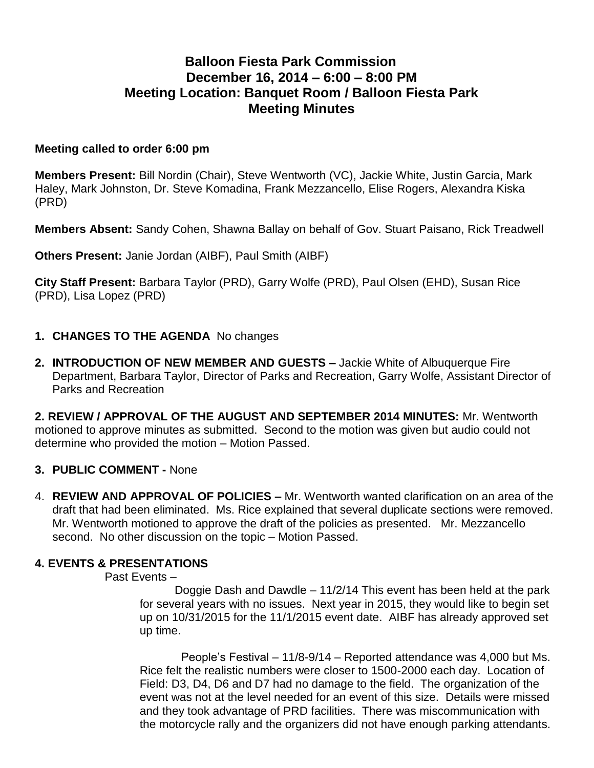# Balloon Fiesta Park Commission
## December 16, 2014 – 6:00 – 8:00 PM
## Meeting Location: Banquet Room / Balloon Fiesta Park
## Meeting Minutes

**Meeting called to order 6:00 pm**

**Members Present:** Bill Nordin (Chair), Steve Wentworth (VC), Jackie White, Justin Garcia, Mark Haley, Mark Johnston, Dr. Steve Komadina, Frank Mezzancello, Elise Rogers, Alexandra Kiska (PRD)

**Members Absent:** Sandy Cohen, Shawna Ballay on behalf of Gov. Stuart Paisano, Rick Treadwell

**Others Present:** Janie Jordan (AIBF), Paul Smith (AIBF)

**City Staff Present:** Barbara Taylor (PRD), Garry Wolfe (PRD), Paul Olsen (EHD), Susan Rice (PRD), Lisa Lopez (PRD)

1. **CHANGES TO THE AGENDA** No changes
2. **INTRODUCTION OF NEW MEMBER AND GUESTS –** Jackie White of Albuquerque Fire Department, Barbara Taylor, Director of Parks and Recreation, Garry Wolfe, Assistant Director of Parks and Recreation

**2. REVIEW / APPROVAL OF THE AUGUST AND SEPTEMBER 2014 MINUTES:** Mr. Wentworth motioned to approve minutes as submitted. Second to the motion was given but audio could not determine who provided the motion – Motion Passed.

3. **PUBLIC COMMENT -** None
4. **REVIEW AND APPROVAL OF POLICIES –** Mr. Wentworth wanted clarification on an area of the draft that had been eliminated. Ms. Rice explained that several duplicate sections were removed. Mr. Wentworth motioned to approve the draft of the policies as presented. Mr. Mezzancello second. No other discussion on the topic – Motion Passed.

**4. EVENTS & PRESENTATIONS**

Past Events –

Doggie Dash and Dawdle – 11/2/14 This event has been held at the park for several years with no issues. Next year in 2015, they would like to begin set up on 10/31/2015 for the 11/1/2015 event date. AIBF has already approved set up time.

People's Festival – 11/8-9/14 – Reported attendance was 4,000 but Ms. Rice felt the realistic numbers were closer to 1500-2000 each day. Location of Field: D3, D4, D6 and D7 had no damage to the field. The organization of the event was not at the level needed for an event of this size. Details were missed and they took advantage of PRD facilities. There was miscommunication with the motorcycle rally and the organizers did not have enough parking attendants.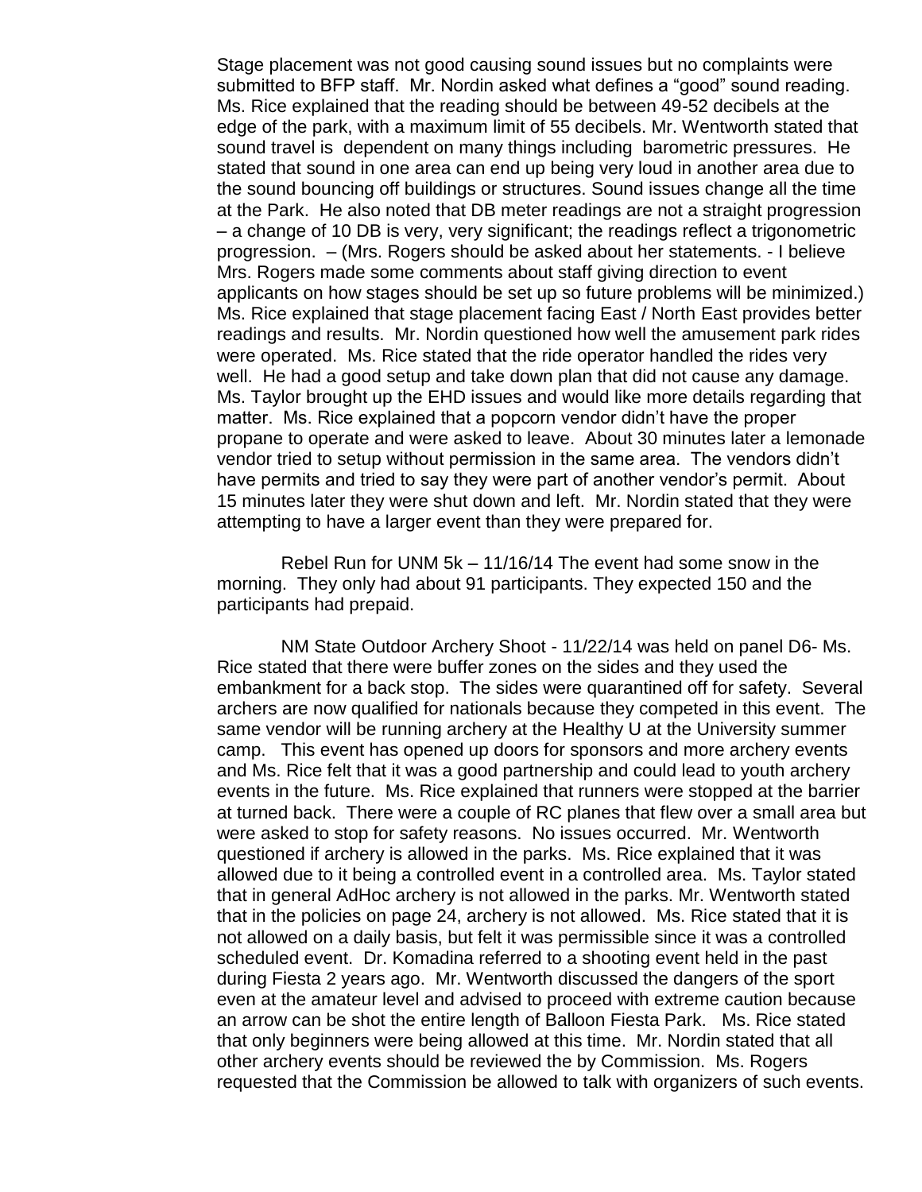Stage placement was not good causing sound issues but no complaints were submitted to BFP staff. Mr. Nordin asked what defines a "good" sound reading. Ms. Rice explained that the reading should be between 49-52 decibels at the edge of the park, with a maximum limit of 55 decibels. Mr. Wentworth stated that sound travel is dependent on many things including barometric pressures. He stated that sound in one area can end up being very loud in another area due to the sound bouncing off buildings or structures. Sound issues change all the time at the Park. He also noted that DB meter readings are not a straight progression – a change of 10 DB is very, very significant; the readings reflect a trigonometric progression. – (Mrs. Rogers should be asked about her statements. - I believe Mrs. Rogers made some comments about staff giving direction to event applicants on how stages should be set up so future problems will be minimized.) Ms. Rice explained that stage placement facing East / North East provides better readings and results. Mr. Nordin questioned how well the amusement park rides were operated. Ms. Rice stated that the ride operator handled the rides very well. He had a good setup and take down plan that did not cause any damage. Ms. Taylor brought up the EHD issues and would like more details regarding that matter. Ms. Rice explained that a popcorn vendor didn't have the proper propane to operate and were asked to leave. About 30 minutes later a lemonade vendor tried to setup without permission in the same area. The vendors didn't have permits and tried to say they were part of another vendor's permit. About 15 minutes later they were shut down and left. Mr. Nordin stated that they were attempting to have a larger event than they were prepared for.

Rebel Run for UNM 5k – 11/16/14 The event had some snow in the morning. They only had about 91 participants. They expected 150 and the participants had prepaid.

NM State Outdoor Archery Shoot - 11/22/14 was held on panel D6- Ms. Rice stated that there were buffer zones on the sides and they used the embankment for a back stop. The sides were quarantined off for safety. Several archers are now qualified for nationals because they competed in this event. The same vendor will be running archery at the Healthy U at the University summer camp. This event has opened up doors for sponsors and more archery events and Ms. Rice felt that it was a good partnership and could lead to youth archery events in the future. Ms. Rice explained that runners were stopped at the barrier at turned back. There were a couple of RC planes that flew over a small area but were asked to stop for safety reasons. No issues occurred. Mr. Wentworth questioned if archery is allowed in the parks. Ms. Rice explained that it was allowed due to it being a controlled event in a controlled area. Ms. Taylor stated that in general AdHoc archery is not allowed in the parks. Mr. Wentworth stated that in the policies on page 24, archery is not allowed. Ms. Rice stated that it is not allowed on a daily basis, but felt it was permissible since it was a controlled scheduled event. Dr. Komadina referred to a shooting event held in the past during Fiesta 2 years ago. Mr. Wentworth discussed the dangers of the sport even at the amateur level and advised to proceed with extreme caution because an arrow can be shot the entire length of Balloon Fiesta Park. Ms. Rice stated that only beginners were being allowed at this time. Mr. Nordin stated that all other archery events should be reviewed the by Commission. Ms. Rogers requested that the Commission be allowed to talk with organizers of such events.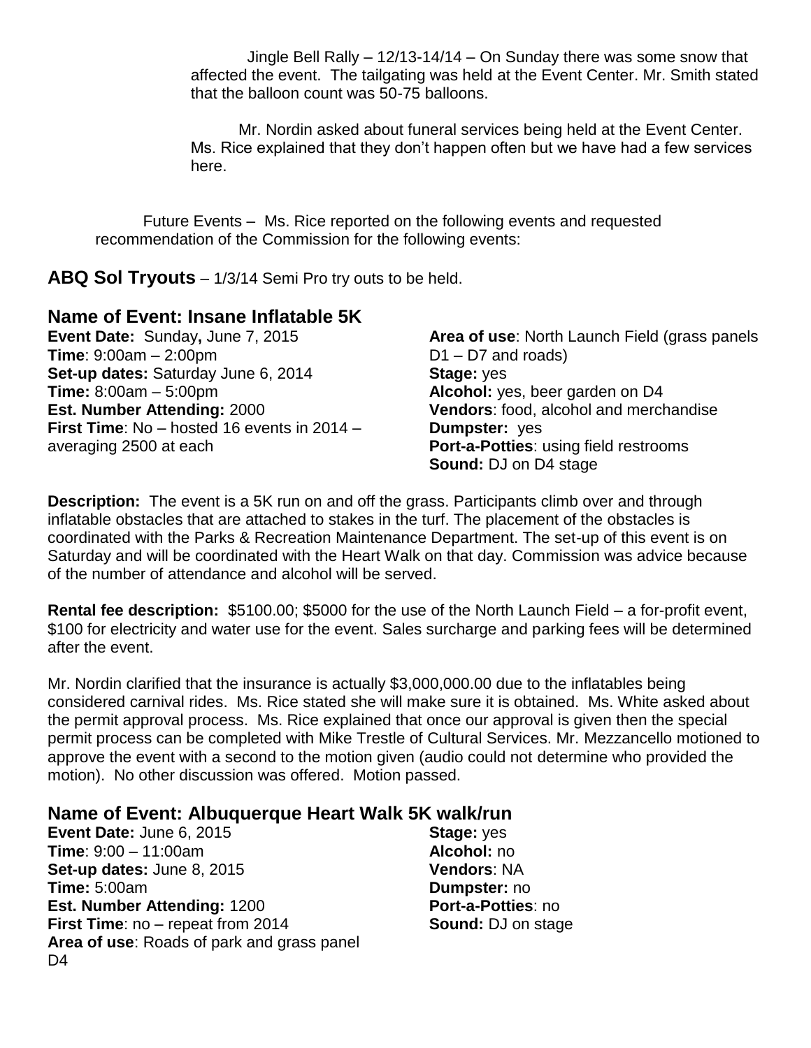Jingle Bell Rally – 12/13-14/14 – On Sunday there was some snow that affected the event. The tailgating was held at the Event Center. Mr. Smith stated that the balloon count was 50-75 balloons.

Mr. Nordin asked about funeral services being held at the Event Center. Ms. Rice explained that they don't happen often but we have had a few services here.

Future Events – Ms. Rice reported on the following events and requested recommendation of the Commission for the following events:

**ABQ Sol Tryouts** – 1/3/14 Semi Pro try outs to be held.

## Name of Event: Insane Inflatable 5K

**Event Date:** Sunday**,** June 7, 2015
**Time**: 9:00am – 2:00pm
**Set-up dates:** Saturday June 6, 2014
**Time:** 8:00am – 5:00pm
**Est. Number Attending:** 2000
**First Time**: No – hosted 16 events in 2014 – averaging 2500 at each

**Area of use**: North Launch Field (grass panels D1 – D7 and roads)
**Stage:** yes
**Alcohol:** yes, beer garden on D4
**Vendors**: food, alcohol and merchandise
**Dumpster:** yes
**Port-a-Potties**: using field restrooms
**Sound:** DJ on D4 stage

**Description:** The event is a 5K run on and off the grass. Participants climb over and through inflatable obstacles that are attached to stakes in the turf. The placement of the obstacles is coordinated with the Parks & Recreation Maintenance Department. The set-up of this event is on Saturday and will be coordinated with the Heart Walk on that day. Commission was advice because of the number of attendance and alcohol will be served.

**Rental fee description:** $5100.00; $5000 for the use of the North Launch Field – a for-profit event, $100 for electricity and water use for the event. Sales surcharge and parking fees will be determined after the event.

Mr. Nordin clarified that the insurance is actually $3,000,000.00 due to the inflatables being considered carnival rides. Ms. Rice stated she will make sure it is obtained. Ms. White asked about the permit approval process. Ms. Rice explained that once our approval is given then the special permit process can be completed with Mike Trestle of Cultural Services. Mr. Mezzancello motioned to approve the event with a second to the motion given (audio could not determine who provided the motion). No other discussion was offered. Motion passed.

## Name of Event: Albuquerque Heart Walk 5K walk/run

**Event Date:** June 6, 2015
**Time**: 9:00 – 11:00am
**Set-up dates:** June 8, 2015
**Time:** 5:00am
**Est. Number Attending:** 1200
**First Time**: no – repeat from 2014
**Area of use**: Roads of park and grass panel D4

**Stage:** yes
**Alcohol:** no
**Vendors**: NA
**Dumpster:** no
**Port-a-Potties**: no
**Sound:** DJ on stage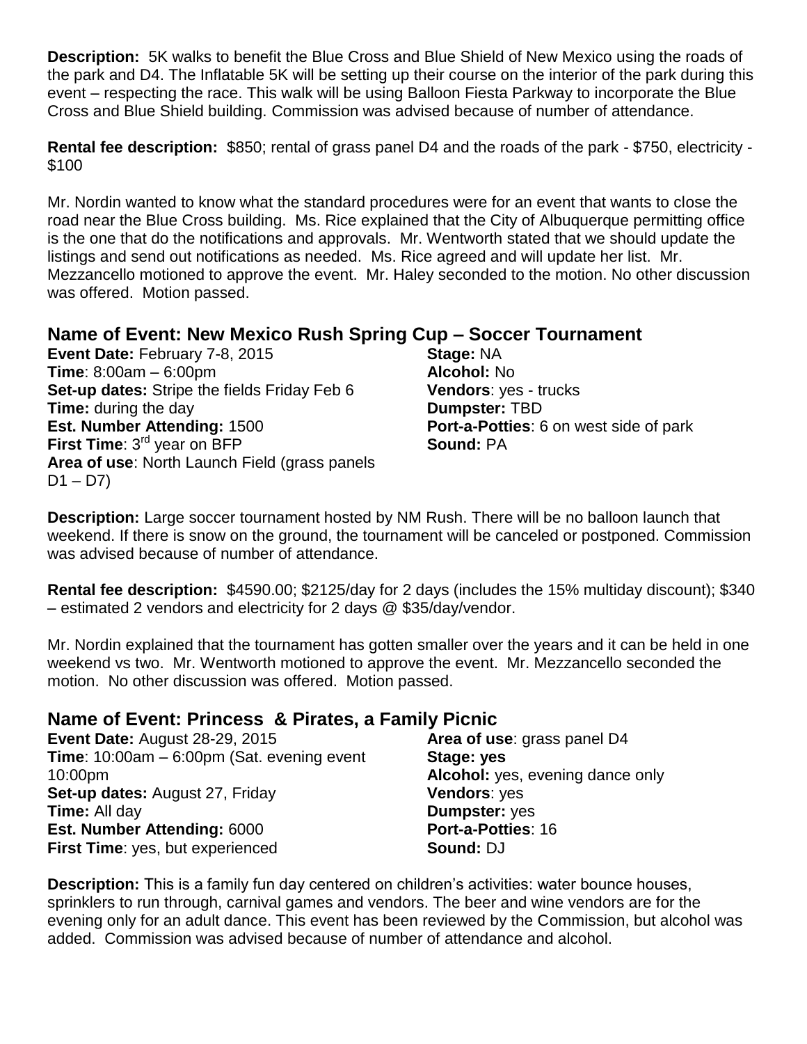**Description:** 5K walks to benefit the Blue Cross and Blue Shield of New Mexico using the roads of the park and D4. The Inflatable 5K will be setting up their course on the interior of the park during this event – respecting the race. This walk will be using Balloon Fiesta Parkway to incorporate the Blue Cross and Blue Shield building. Commission was advised because of number of attendance.

**Rental fee description:** $850; rental of grass panel D4 and the roads of the park - $750, electricity - $100

Mr. Nordin wanted to know what the standard procedures were for an event that wants to close the road near the Blue Cross building. Ms. Rice explained that the City of Albuquerque permitting office is the one that do the notifications and approvals. Mr. Wentworth stated that we should update the listings and send out notifications as needed. Ms. Rice agreed and will update her list. Mr. Mezzancello motioned to approve the event. Mr. Haley seconded to the motion. No other discussion was offered. Motion passed.

## Name of Event: New Mexico Rush Spring Cup – Soccer Tournament

**Event Date:** February 7-8, 2015
**Time**: 8:00am – 6:00pm
**Set-up dates:** Stripe the fields Friday Feb 6
**Time:** during the day
**Est. Number Attending:** 1500
**First Time**: 3rd year on BFP
**Area of use**: North Launch Field (grass panels D1 – D7)

**Stage:** NA
**Alcohol:** No
**Vendors**: yes - trucks
**Dumpster:** TBD
**Port-a-Potties**: 6 on west side of park
**Sound:** PA

**Description:** Large soccer tournament hosted by NM Rush. There will be no balloon launch that weekend. If there is snow on the ground, the tournament will be canceled or postponed. Commission was advised because of number of attendance.

**Rental fee description:** $4590.00; $2125/day for 2 days (includes the 15% multiday discount); $340 – estimated 2 vendors and electricity for 2 days @ $35/day/vendor.

Mr. Nordin explained that the tournament has gotten smaller over the years and it can be held in one weekend vs two. Mr. Wentworth motioned to approve the event. Mr. Mezzancello seconded the motion. No other discussion was offered. Motion passed.

## Name of Event: Princess & Pirates, a Family Picnic

**Event Date:** August 28-29, 2015
**Time**: 10:00am – 6:00pm (Sat. evening event 10:00pm
**Set-up dates:** August 27, Friday
**Time:** All day
**Est. Number Attending:** 6000
**First Time**: yes, but experienced

**Area of use**: grass panel D4
**Stage: yes**
**Alcohol:** yes, evening dance only
**Vendors**: yes
**Dumpster:** yes
**Port-a-Potties**: 16
**Sound:** DJ

**Description:** This is a family fun day centered on children's activities: water bounce houses, sprinklers to run through, carnival games and vendors. The beer and wine vendors are for the evening only for an adult dance. This event has been reviewed by the Commission, but alcohol was added. Commission was advised because of number of attendance and alcohol.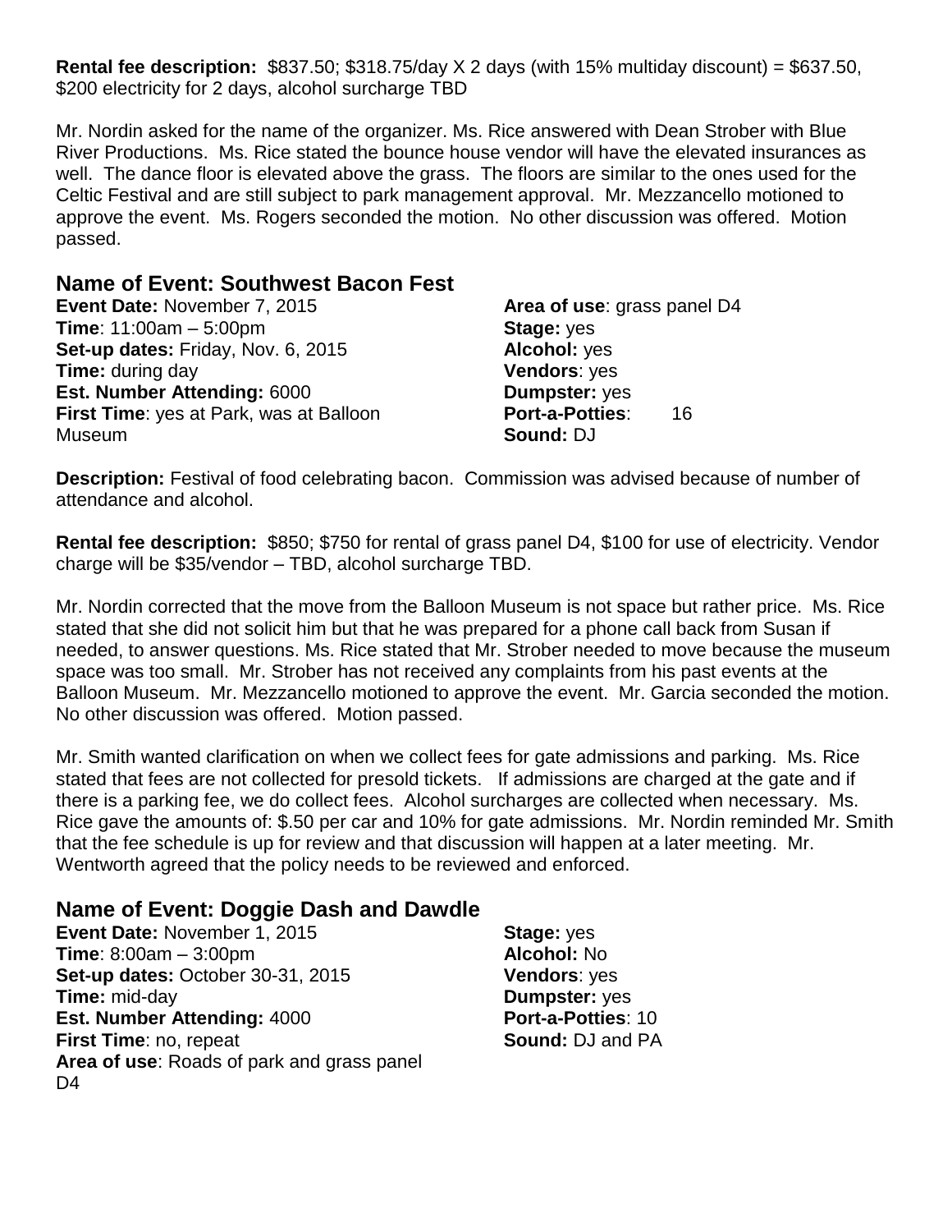**Rental fee description:** $837.50; $318.75/day X 2 days (with 15% multiday discount) = $637.50, $200 electricity for 2 days, alcohol surcharge TBD

Mr. Nordin asked for the name of the organizer. Ms. Rice answered with Dean Strober with Blue River Productions. Ms. Rice stated the bounce house vendor will have the elevated insurances as well. The dance floor is elevated above the grass. The floors are similar to the ones used for the Celtic Festival and are still subject to park management approval. Mr. Mezzancello motioned to approve the event. Ms. Rogers seconded the motion. No other discussion was offered. Motion passed.

## Name of Event: Southwest Bacon Fest

**Event Date:** November 7, 2015
**Time**: 11:00am – 5:00pm
**Set-up dates:** Friday, Nov. 6, 2015
**Time:** during day
**Est. Number Attending:** 6000
**First Time**: yes at Park, was at Balloon Museum
**Area of use**: grass panel D4
**Stage:** yes
**Alcohol:** yes
**Vendors**: yes
**Dumpster:** yes
**Port-a-Potties**: 16
**Sound:** DJ

**Description:** Festival of food celebrating bacon. Commission was advised because of number of attendance and alcohol.

**Rental fee description:** $850; $750 for rental of grass panel D4, $100 for use of electricity. Vendor charge will be $35/vendor – TBD, alcohol surcharge TBD.

Mr. Nordin corrected that the move from the Balloon Museum is not space but rather price. Ms. Rice stated that she did not solicit him but that he was prepared for a phone call back from Susan if needed, to answer questions. Ms. Rice stated that Mr. Strober needed to move because the museum space was too small. Mr. Strober has not received any complaints from his past events at the Balloon Museum. Mr. Mezzancello motioned to approve the event. Mr. Garcia seconded the motion. No other discussion was offered. Motion passed.

Mr. Smith wanted clarification on when we collect fees for gate admissions and parking. Ms. Rice stated that fees are not collected for presold tickets. If admissions are charged at the gate and if there is a parking fee, we do collect fees. Alcohol surcharges are collected when necessary. Ms. Rice gave the amounts of: $.50 per car and 10% for gate admissions. Mr. Nordin reminded Mr. Smith that the fee schedule is up for review and that discussion will happen at a later meeting. Mr. Wentworth agreed that the policy needs to be reviewed and enforced.

## Name of Event: Doggie Dash and Dawdle

**Event Date:** November 1, 2015
**Time**: 8:00am – 3:00pm
**Set-up dates:** October 30-31, 2015
**Time:** mid-day
**Est. Number Attending:** 4000
**First Time**: no, repeat
**Area of use**: Roads of park and grass panel D4
**Stage:** yes
**Alcohol:** No
**Vendors**: yes
**Dumpster:** yes
**Port-a-Potties**: 10
**Sound:** DJ and PA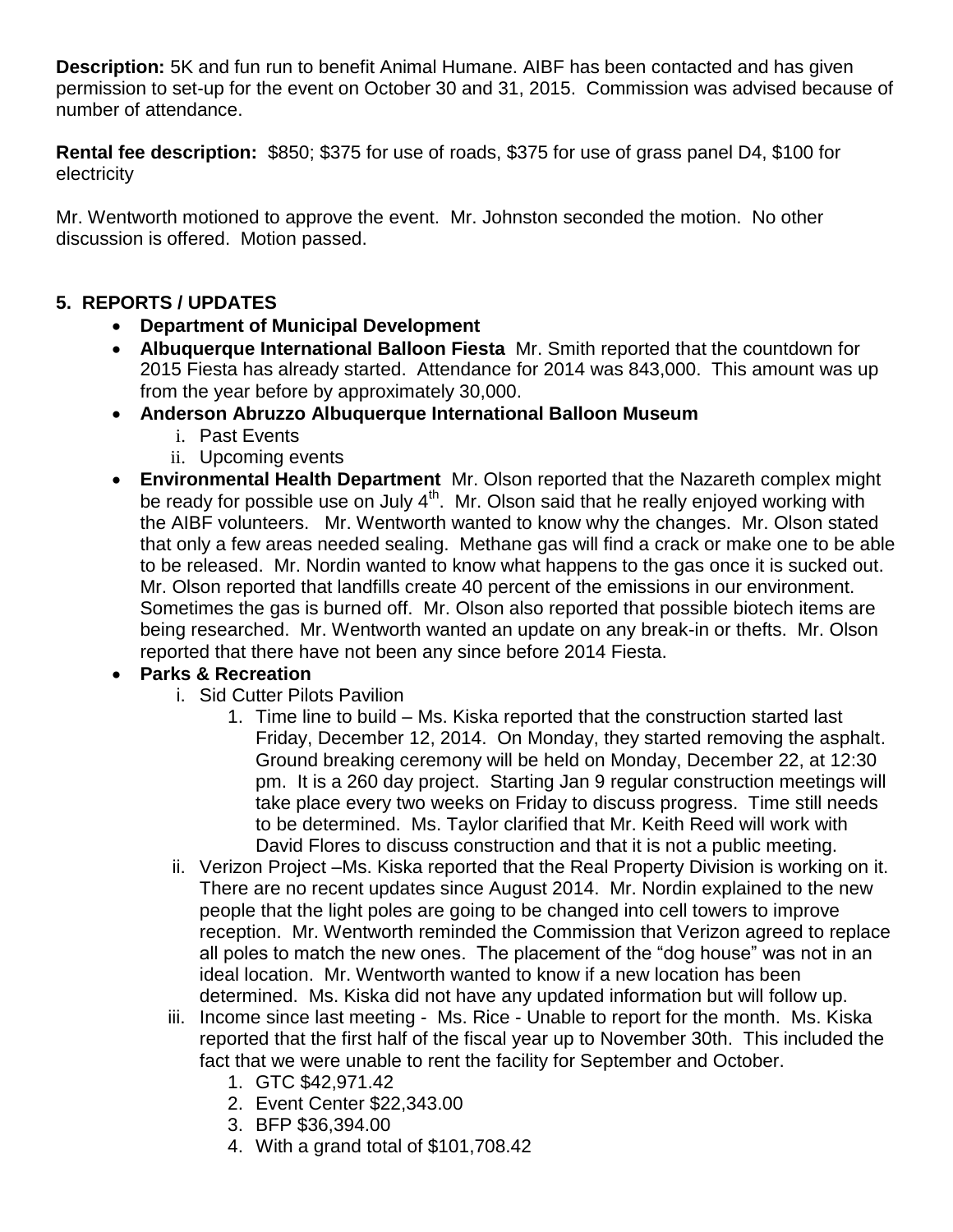**Description:** 5K and fun run to benefit Animal Humane. AIBF has been contacted and has given permission to set-up for the event on October 30 and 31, 2015. Commission was advised because of number of attendance.

**Rental fee description:** $850; $375 for use of roads, $375 for use of grass panel D4, $100 for electricity

Mr. Wentworth motioned to approve the event. Mr. Johnston seconded the motion. No other discussion is offered. Motion passed.

**5. REPORTS / UPDATES**

- **Department of Municipal Development**
- **Albuquerque International Balloon Fiesta** Mr. Smith reported that the countdown for 2015 Fiesta has already started. Attendance for 2014 was 843,000. This amount was up from the year before by approximately 30,000.
- **Anderson Abruzzo Albuquerque International Balloon Museum**
    - i. Past Events
    - ii. Upcoming events
- **Environmental Health Department** Mr. Olson reported that the Nazareth complex might be ready for possible use on July 4th. Mr. Olson said that he really enjoyed working with the AIBF volunteers. Mr. Wentworth wanted to know why the changes. Mr. Olson stated that only a few areas needed sealing. Methane gas will find a crack or make one to be able to be released. Mr. Nordin wanted to know what happens to the gas once it is sucked out. Mr. Olson reported that landfills create 40 percent of the emissions in our environment. Sometimes the gas is burned off. Mr. Olson also reported that possible biotech items are being researched. Mr. Wentworth wanted an update on any break-in or thefts. Mr. Olson reported that there have not been any since before 2014 Fiesta.
- **Parks & Recreation**
    - i. Sid Cutter Pilots Pavilion
        1. Time line to build – Ms. Kiska reported that the construction started last Friday, December 12, 2014. On Monday, they started removing the asphalt. Ground breaking ceremony will be held on Monday, December 22, at 12:30 pm. It is a 260 day project. Starting Jan 9 regular construction meetings will take place every two weeks on Friday to discuss progress. Time still needs to be determined. Ms. Taylor clarified that Mr. Keith Reed will work with David Flores to discuss construction and that it is not a public meeting.
    - ii. Verizon Project –Ms. Kiska reported that the Real Property Division is working on it. There are no recent updates since August 2014. Mr. Nordin explained to the new people that the light poles are going to be changed into cell towers to improve reception. Mr. Wentworth reminded the Commission that Verizon agreed to replace all poles to match the new ones. The placement of the "dog house" was not in an ideal location. Mr. Wentworth wanted to know if a new location has been determined. Ms. Kiska did not have any updated information but will follow up.
    - iii. Income since last meeting - Ms. Rice - Unable to report for the month. Ms. Kiska reported that the first half of the fiscal year up to November 30th. This included the fact that we were unable to rent the facility for September and October.
        1. GTC $42,971.42
        2. Event Center $22,343.00
        3. BFP $36,394.00
        4. With a grand total of $101,708.42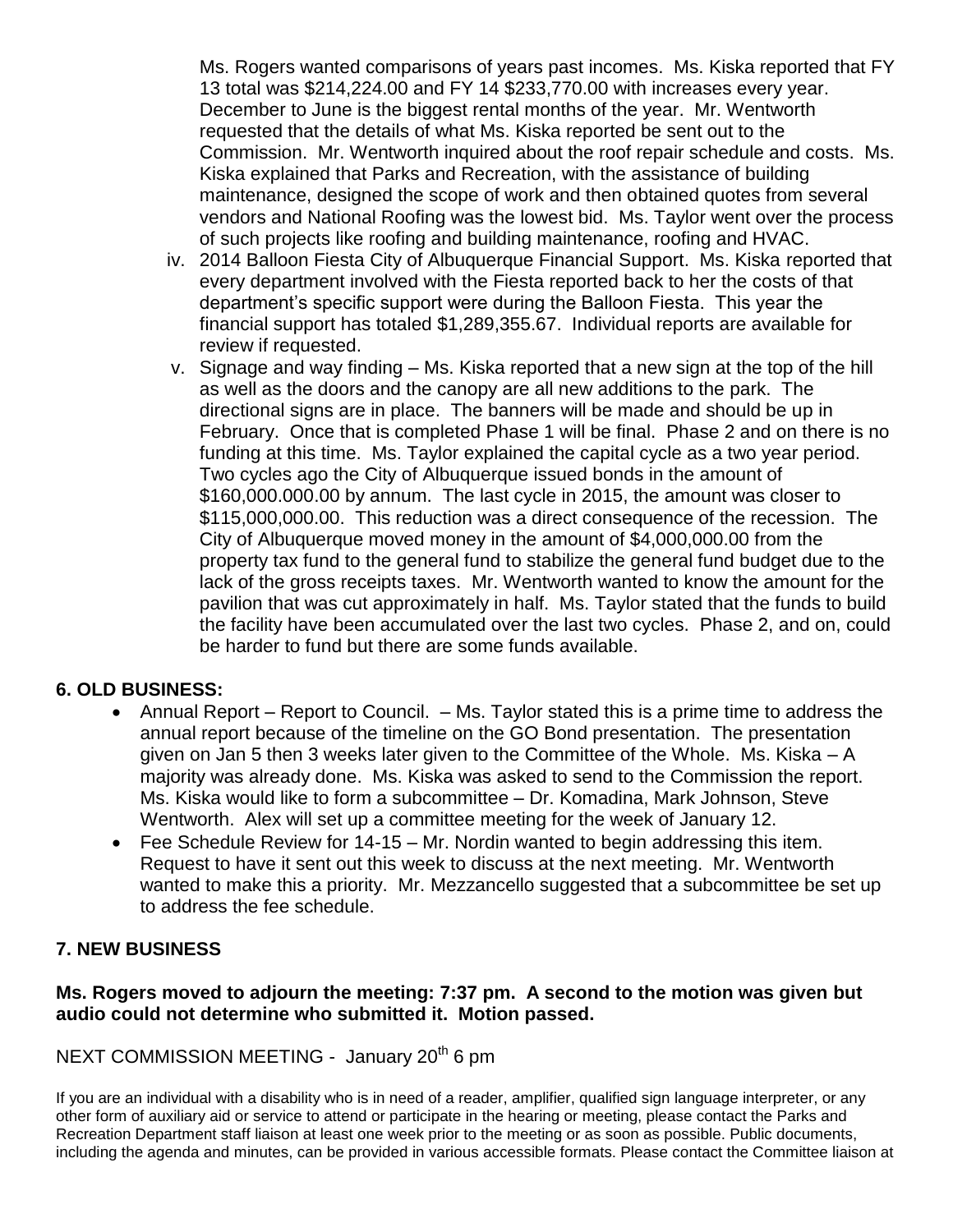Ms. Rogers wanted comparisons of years past incomes. Ms. Kiska reported that FY 13 total was $214,224.00 and FY 14 $233,770.00 with increases every year. December to June is the biggest rental months of the year. Mr. Wentworth requested that the details of what Ms. Kiska reported be sent out to the Commission. Mr. Wentworth inquired about the roof repair schedule and costs. Ms. Kiska explained that Parks and Recreation, with the assistance of building maintenance, designed the scope of work and then obtained quotes from several vendors and National Roofing was the lowest bid. Ms. Taylor went over the process of such projects like roofing and building maintenance, roofing and HVAC.

iv. 2014 Balloon Fiesta City of Albuquerque Financial Support. Ms. Kiska reported that every department involved with the Fiesta reported back to her the costs of that department's specific support were during the Balloon Fiesta. This year the financial support has totaled $1,289,355.67. Individual reports are available for review if requested.

v. Signage and way finding – Ms. Kiska reported that a new sign at the top of the hill as well as the doors and the canopy are all new additions to the park. The directional signs are in place. The banners will be made and should be up in February. Once that is completed Phase 1 will be final. Phase 2 and on there is no funding at this time. Ms. Taylor explained the capital cycle as a two year period. Two cycles ago the City of Albuquerque issued bonds in the amount of $160,000.000.00 by annum. The last cycle in 2015, the amount was closer to $115,000,000.00. This reduction was a direct consequence of the recession. The City of Albuquerque moved money in the amount of $4,000,000.00 from the property tax fund to the general fund to stabilize the general fund budget due to the lack of the gross receipts taxes. Mr. Wentworth wanted to know the amount for the pavilion that was cut approximately in half. Ms. Taylor stated that the funds to build the facility have been accumulated over the last two cycles. Phase 2, and on, could be harder to fund but there are some funds available.

## 6. OLD BUSINESS:

- Annual Report – Report to Council. – Ms. Taylor stated this is a prime time to address the annual report because of the timeline on the GO Bond presentation. The presentation given on Jan 5 then 3 weeks later given to the Committee of the Whole. Ms. Kiska – A majority was already done. Ms. Kiska was asked to send to the Commission the report. Ms. Kiska would like to form a subcommittee – Dr. Komadina, Mark Johnson, Steve Wentworth. Alex will set up a committee meeting for the week of January 12.
- Fee Schedule Review for 14-15 – Mr. Nordin wanted to begin addressing this item. Request to have it sent out this week to discuss at the next meeting. Mr. Wentworth wanted to make this a priority. Mr. Mezzancello suggested that a subcommittee be set up to address the fee schedule.

## 7. NEW BUSINESS

**Ms. Rogers moved to adjourn the meeting: 7:37 pm. A second to the motion was given but audio could not determine who submitted it. Motion passed.**

NEXT COMMISSION MEETING - January 20th 6 pm

If you are an individual with a disability who is in need of a reader, amplifier, qualified sign language interpreter, or any other form of auxiliary aid or service to attend or participate in the hearing or meeting, please contact the Parks and Recreation Department staff liaison at least one week prior to the meeting or as soon as possible. Public documents, including the agenda and minutes, can be provided in various accessible formats. Please contact the Committee liaison at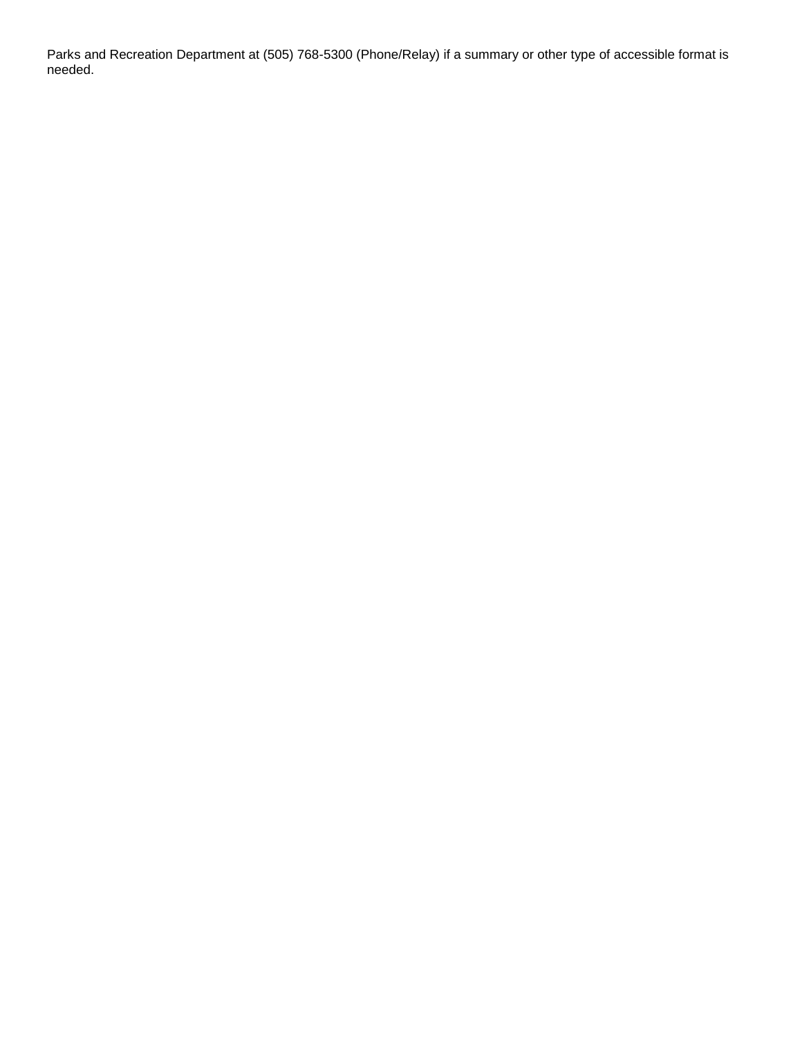Parks and Recreation Department at (505) 768-5300 (Phone/Relay) if a summary or other type of accessible format is needed.